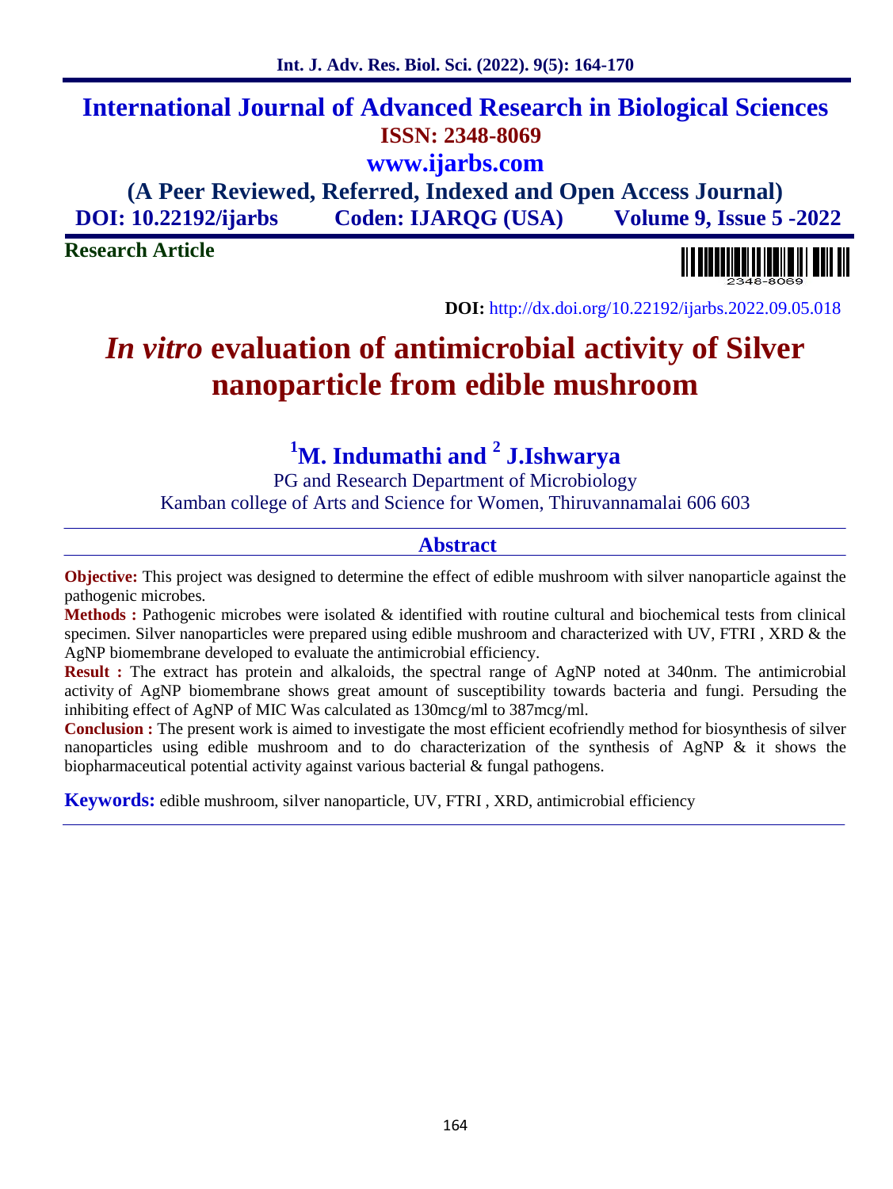# International Journal of Advanced Research in Biological Sciences

**ISSN: 2348-8069**

**www.ijarbs.com**

**(A Peer Reviewed, Referred, Indexed and Open Access Journal)**

**DOI: 10.22192/ijarbs Coden: IJARQG (USA) Volume 9, Issue 5 -2022**

**Research Article**

**DOI:** http://dx.doi.org/10.22192/ijarbs.2022.09.05.018

# *In vitro* evaluation of antimicrobial activity of Silver nanoparticle from edible mushroom

**[1]M. Indumathi and [2] J.Ishwarya**

PG and Research Department of Microbiology
Kamban college of Arts and Science for Women, Thiruvannamalai 606 603

## Abstract

**Objective:** This project was designed to determine the effect of edible mushroom with silver nanoparticle against the pathogenic microbes.

**Methods :** Pathogenic microbes were isolated & identified with routine cultural and biochemical tests from clinical specimen. Silver nanoparticles were prepared using edible mushroom and characterized with UV, FTRI , XRD & the AgNP biomembrane developed to evaluate the antimicrobial efficiency.

**Result :** The extract has protein and alkaloids, the spectral range of AgNP noted at 340nm. The antimicrobial activity of AgNP biomembrane shows great amount of susceptibility towards bacteria and fungi. Persuding the inhibiting effect of AgNP of MIC Was calculated as 130mcg/ml to 387mcg/ml.

**Conclusion :** The present work is aimed to investigate the most efficient ecofriendly method for biosynthesis of silver nanoparticles using edible mushroom and to do characterization of the synthesis of AgNP & it shows the biopharmaceutical potential activity against various bacterial & fungal pathogens.

**Keywords:** edible mushroom, silver nanoparticle, UV, FTRI , XRD, antimicrobial efficiency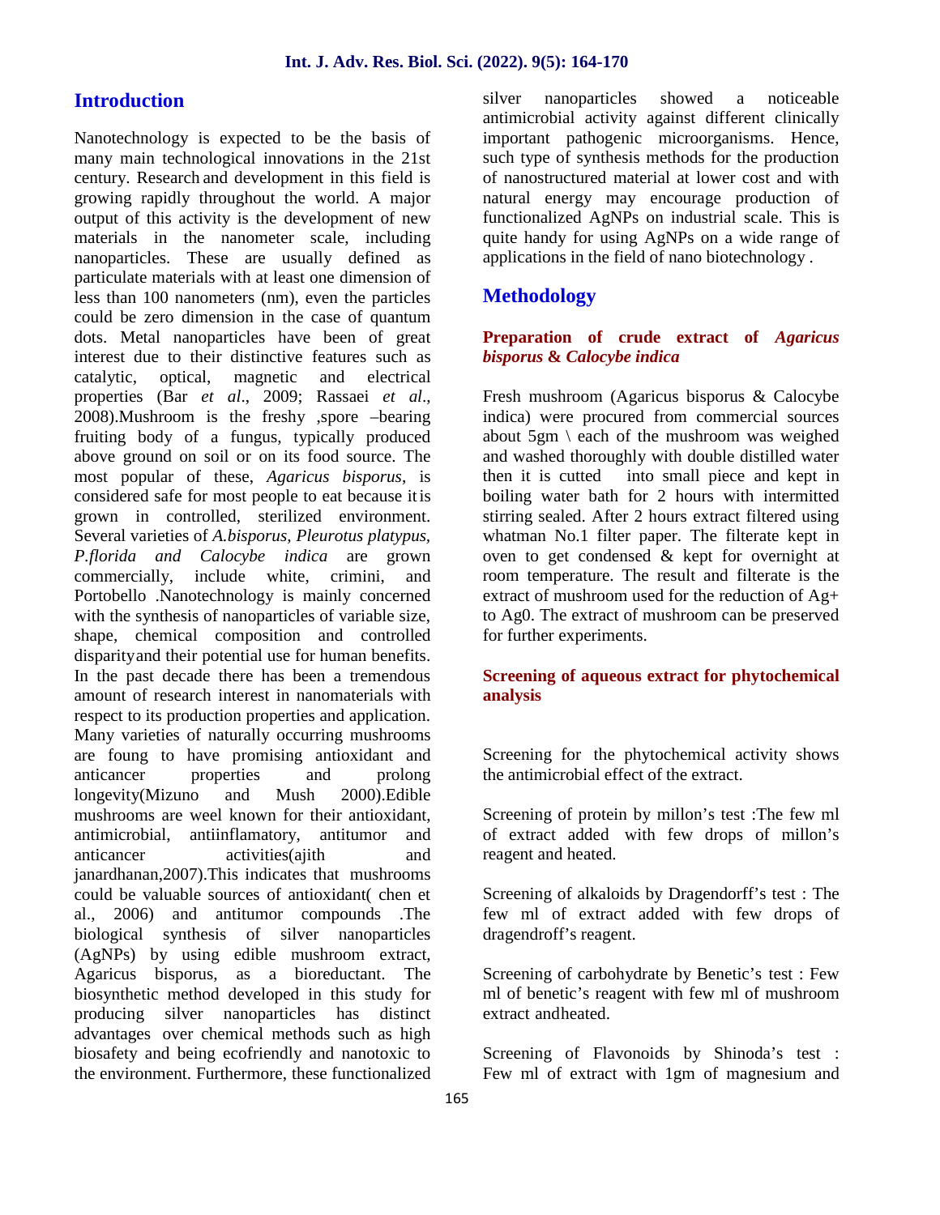## Introduction

Nanotechnology is expected to be the basis of many main technological innovations in the 21st century. Research and development in this field is growing rapidly throughout the world. A major output of this activity is the development of new materials in the nanometer scale, including nanoparticles. These are usually defined as particulate materials with at least one dimension of less than 100 nanometers (nm), even the particles could be zero dimension in the case of quantum dots. Metal nanoparticles have been of great interest due to their distinctive features such as catalytic, optical, magnetic and electrical properties (Bar *et al*., 2009; Rassaei *et al*., 2008).Mushroom is the freshy ,spore –bearing fruiting body of a fungus, typically produced above ground on soil or on its food source. The most popular of these, *Agaricus bisporus*, is considered safe for most people to eat because it is grown in controlled, sterilized environment. Several varieties of *A.bisporus, Pleurotus platypus, P.florida and Calocybe indica* are grown commercially, include white, crimini, and Portobello .Nanotechnology is mainly concerned with the synthesis of nanoparticles of variable size, shape, chemical composition and controlled disparity and their potential use for human benefits. In the past decade there has been a tremendous amount of research interest in nanomaterials with respect to its production properties and application. Many varieties of naturally occurring mushrooms are foung to have promising antioxidant and anticancer properties and prolong longevity(Mizuno and Mush 2000).Edible mushrooms are weel known for their antioxidant, antimicrobial, antiinflamatory, antitumor and anticancer activities(ajith and janardhanan,2007).This indicates that mushrooms could be valuable sources of antioxidant( chen et al., 2006) and antitumor compounds .The biological synthesis of silver nanoparticles (AgNPs) by using edible mushroom extract, Agaricus bisporus, as a bioreductant. The biosynthetic method developed in this study for producing silver nanoparticles has distinct advantages over chemical methods such as high biosafety and being ecofriendly and nanotoxic to the environment. Furthermore, these functionalized silver nanoparticles showed a noticeable antimicrobial activity against different clinically important pathogenic microorganisms. Hence, such type of synthesis methods for the production of nanostructured material at lower cost and with natural energy may encourage production of functionalized AgNPs on industrial scale. This is quite handy for using AgNPs on a wide range of applications in the field of nano biotechnology .

## Methodology

### Preparation of crude extract of *Agaricus bisporus* & *Calocybe indica*

Fresh mushroom (Agaricus bisporus & Calocybe indica) were procured from commercial sources about 5gm \ each of the mushroom was weighed and washed thoroughly with double distilled water then it is cutted into small piece and kept in boiling water bath for 2 hours with intermitted stirring sealed. After 2 hours extract filtered using whatman No.1 filter paper. The filterate kept in oven to get condensed & kept for overnight at room temperature. The result and filterate is the extract of mushroom used for the reduction of $Ag^+$ to $Ag^0$. The extract of mushroom can be preserved for further experiments.

### Screening of aqueous extract for phytochemical analysis

Screening for the phytochemical activity shows the antimicrobial effect of the extract.

Screening of protein by millon's test :The few ml of extract added with few drops of millon's reagent and heated.

Screening of alkaloids by Dragendorff's test : The few ml of extract added with few drops of dragendroff's reagent.

Screening of carbohydrate by Benetic's test : Few ml of benetic's reagent with few ml of mushroom extract andheated.

Screening of Flavonoids by Shinoda's test : Few ml of extract with 1gm of magnesium and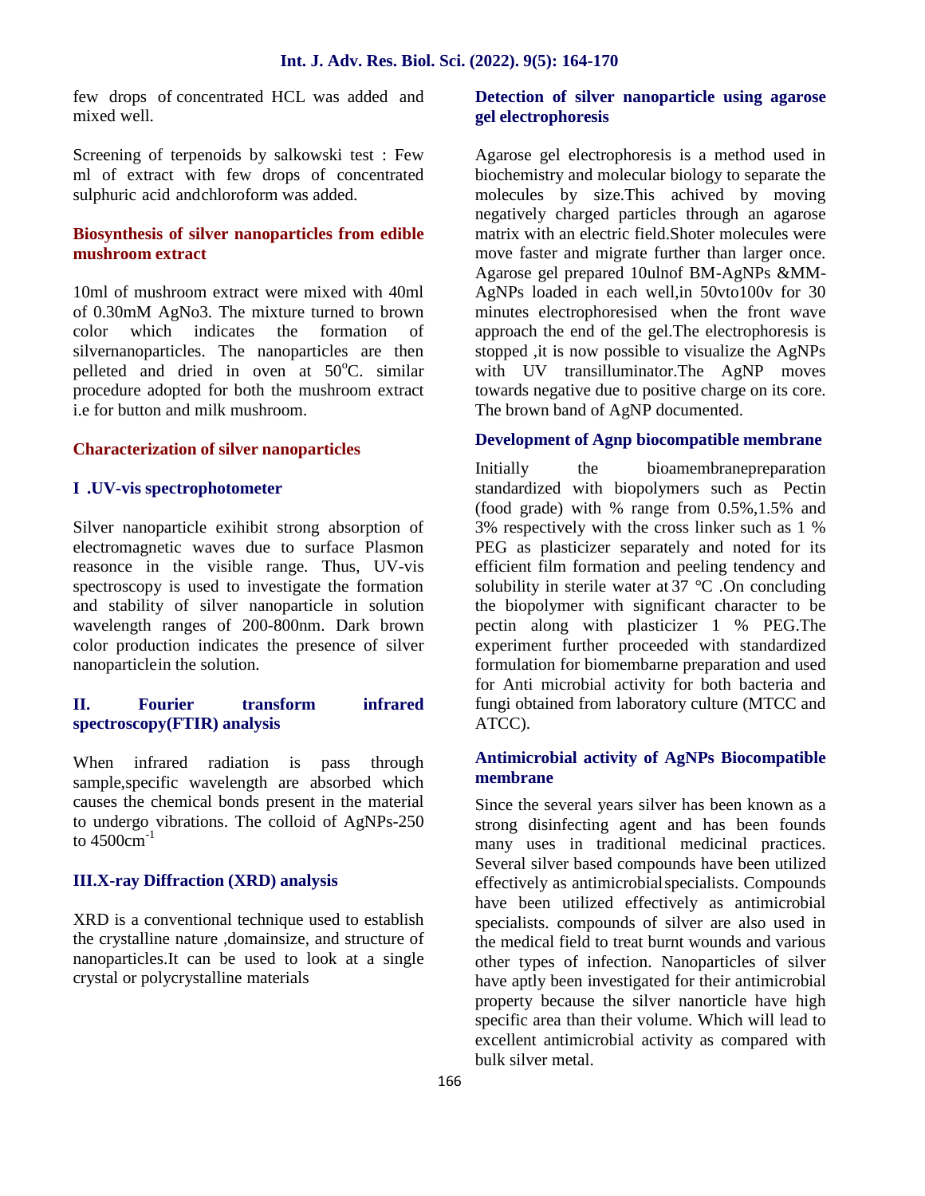few drops of concentrated HCL was added and mixed well.

Screening of terpenoids by salkowski test : Few ml of extract with few drops of concentrated sulphuric acid andchloroform was added.

### Biosynthesis of silver nanoparticles from edible mushroom extract

10ml of mushroom extract were mixed with 40ml of 0.30mM AgNo3. The mixture turned to brown color which indicates the formation of silvernanoparticles. The nanoparticles are then pelleted and dried in oven at 50°C. similar procedure adopted for both the mushroom extract i.e for button and milk mushroom.

### Characterization of silver nanoparticles

#### I .UV-vis spectrophotometer

Silver nanoparticle exihibit strong absorption of electromagnetic waves due to surface Plasmon reasonce in the visible range. Thus, UV-vis spectroscopy is used to investigate the formation and stability of silver nanoparticle in solution wavelength ranges of 200-800nm. Dark brown color production indicates the presence of silver nanoparticlein the solution.

#### II. Fourier transform infrared spectroscopy(FTIR) analysis

When infrared radiation is pass through sample,specific wavelength are absorbed which causes the chemical bonds present in the material to undergo vibrations. The colloid of AgNPs-250 to 4500cm$^{-1}$

#### III.X-ray Diffraction (XRD) analysis

XRD is a conventional technique used to establish the crystalline nature ,domainsize, and structure of nanoparticles.It can be used to look at a single crystal or polycrystalline materials

### Detection of silver nanoparticle using agarose gel electrophoresis

Agarose gel electrophoresis is a method used in biochemistry and molecular biology to separate the molecules by size.This achived by moving negatively charged particles through an agarose matrix with an electric field.Shoter molecules were move faster and migrate further than larger once. Agarose gel prepared 10ulnof BM-AgNPs &MM-AgNPs loaded in each well,in 50vto100v for 30 minutes electrophoresised when the front wave approach the end of the gel.The electrophoresis is stopped ,it is now possible to visualize the AgNPs with UV transilluminator.The AgNP moves towards negative due to positive charge on its core. The brown band of AgNP documented.

### Development of Agnp biocompatible membrane

Initially the bioamembranepreparation standardized with biopolymers such as Pectin (food grade) with % range from 0.5%,1.5% and 3% respectively with the cross linker such as 1 % PEG as plasticizer separately and noted for its efficient film formation and peeling tendency and solubility in sterile water at 37 °C .On concluding the biopolymer with significant character to be pectin along with plasticizer 1 % PEG.The experiment further proceeded with standardized formulation for biomembarne preparation and used for Anti microbial activity for both bacteria and fungi obtained from laboratory culture (MTCC and ATCC).

### Antimicrobial activity of AgNPs Biocompatible membrane

Since the several years silver has been known as a strong disinfecting agent and has been founds many uses in traditional medicinal practices. Several silver based compounds have been utilized effectively as antimicrobialspecialists. Compounds have been utilized effectively as antimicrobial specialists. compounds of silver are also used in the medical field to treat burnt wounds and various other types of infection. Nanoparticles of silver have aptly been investigated for their antimicrobial property because the silver nanorticle have high specific area than their volume. Which will lead to excellent antimicrobial activity as compared with bulk silver metal.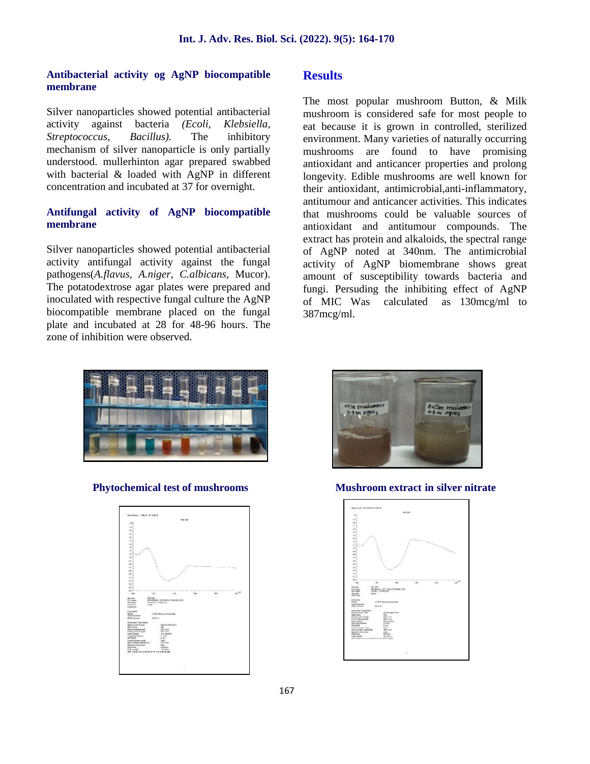### Antibacterial activity og AgNP biocompatible membrane

Silver nanoparticles showed potential antibacterial activity against bacteria *(Ecoli, Klebsiella, Streptococcus, Bacillus).* The inhibitory mechanism of silver nanoparticle is only partially understood. mullerhinton agar prepared swabbed with bacterial & loaded with AgNP in different concentration and incubated at 37 for overnight.

### Antifungal activity of AgNP biocompatible membrane

Silver nanoparticles showed potential antibacterial activity antifungal activity against the fungal pathogens(*A.flavus*, *A.niger*, *C.albicans*, Mucor). The potatodextrose agar plates were prepared and inoculated with respective fungal culture the AgNP biocompatible membrane placed on the fungal plate and incubated at 28 for 48-96 hours. The zone of inhibition were observed.

## Results

The most popular mushroom Button, & Milk mushroom is considered safe for most people to eat because it is grown in controlled, sterilized environment. Many varieties of naturally occurring mushrooms are found to have promising antioxidant and anticancer properties and prolong longevity. Edible mushrooms are well known for their antioxidant, antimicrobial,anti-inflammatory, antitumour and anticancer activities. This indicates that mushrooms could be valuable sources of antioxidant and antitumour compounds. The extract has protein and alkaloids, the spectral range of AgNP noted at 340nm. The antimicrobial activity of AgNP biomembrane shows great amount of susceptibility towards bacteria and fungi. Persuding the inhibiting effect of AgNP of MIC Was calculated as 130mcg/ml to 387mcg/ml.

**Phytochemical test of mushrooms**

**Mushroom extract in silver nitrate**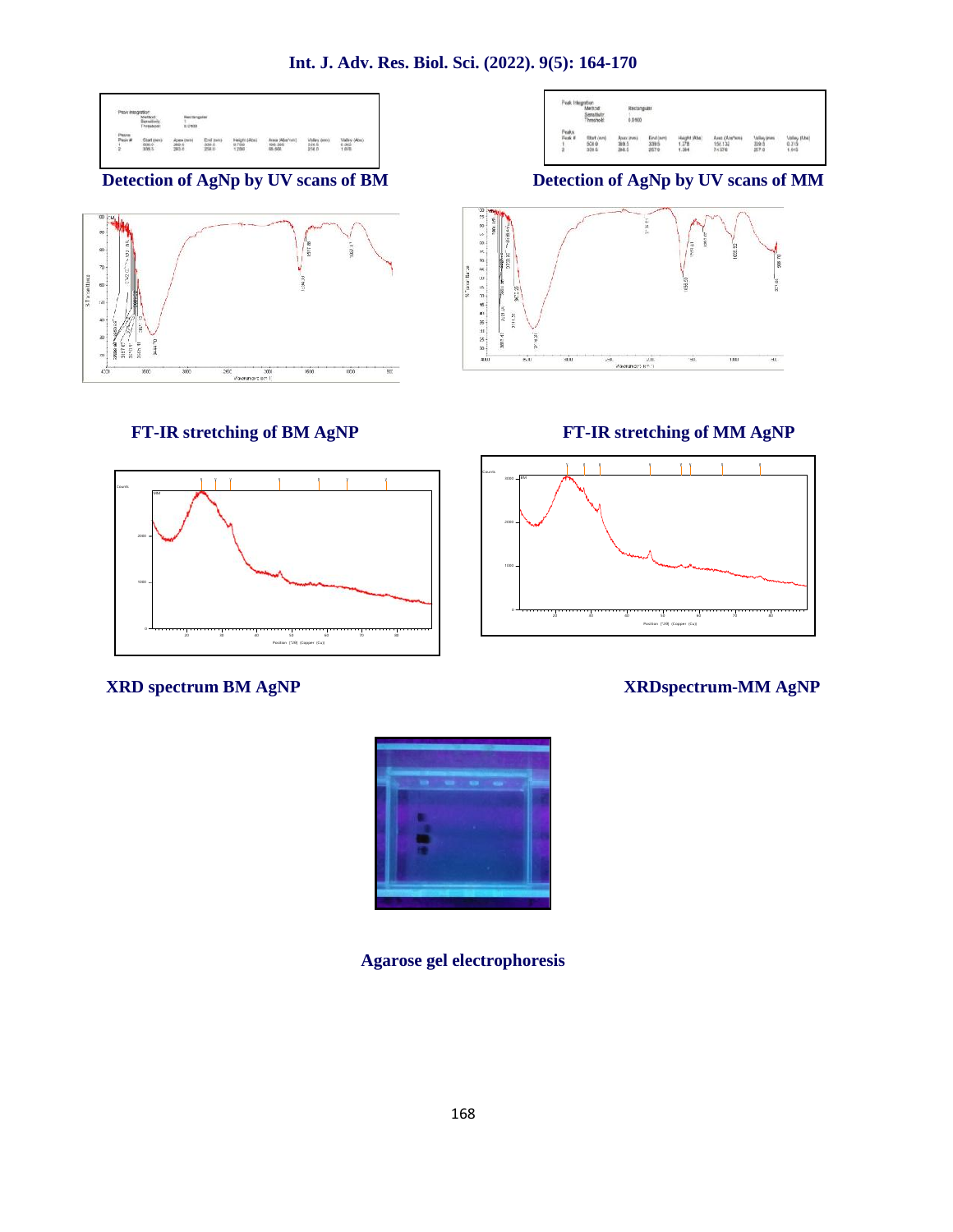Detection of AgNp by UV scans of BM

Detection of AgNp by UV scans of MM

FT-IR stretching of BM AgNP

FT-IR stretching of MM AgNP

XRD spectrum BM AgNP

XRDspectrum-MM AgNP

Agarose gel electrophoresis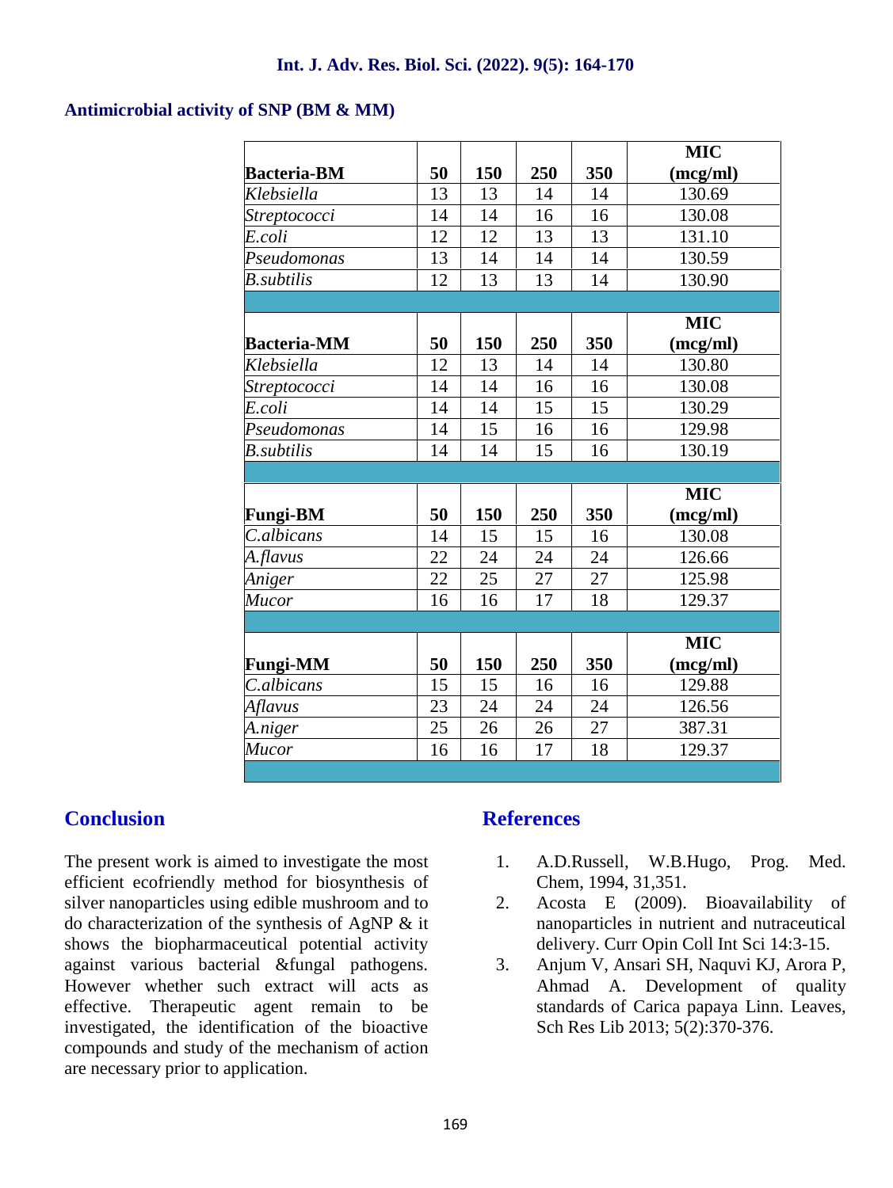### Antimicrobial activity of SNP (BM & MM)

| **Bacteria-BM** | **50** | **150** | **250** | **350** | **MIC (mcg/ml)** |
|---|---|---|---|---|---|
| *Klebsiella* | 13 | 13 | 14 | 14 | 130.69 |
| *Streptococci* | 14 | 14 | 16 | 16 | 130.08 |
| *E.coli* | 12 | 12 | 13 | 13 | 131.10 |
| *Pseudomonas* | 13 | 14 | 14 | 14 | 130.59 |
| *B.subtilis* | 12 | 13 | 13 | 14 | 130.90 |
| | | | | | |
| **Bacteria-MM** | **50** | **150** | **250** | **350** | **MIC (mcg/ml)** |
| *Klebsiella* | 12 | 13 | 14 | 14 | 130.80 |
| *Streptococci* | 14 | 14 | 16 | 16 | 130.08 |
| *E.coli* | 14 | 14 | 15 | 15 | 130.29 |
| *Pseudomonas* | 14 | 15 | 16 | 16 | 129.98 |
| *B.subtilis* | 14 | 14 | 15 | 16 | 130.19 |
| | | | | | |
| **Fungi-BM** | **50** | **150** | **250** | **350** | **MIC (mcg/ml)** |
| *C.albicans* | 14 | 15 | 15 | 16 | 130.08 |
| *A.flavus* | 22 | 24 | 24 | 24 | 126.66 |
| *Aniger* | 22 | 25 | 27 | 27 | 125.98 |
| *Mucor* | 16 | 16 | 17 | 18 | 129.37 |
| | | | | | |
| **Fungi-MM** | **50** | **150** | **250** | **350** | **MIC (mcg/ml)** |
| *C.albicans* | 15 | 15 | 16 | 16 | 129.88 |
| *Aflavus* | 23 | 24 | 24 | 24 | 126.56 |
| *A.niger* | 25 | 26 | 26 | 27 | 387.31 |
| *Mucor* | 16 | 16 | 17 | 18 | 129.37 |

## Conclusion

The present work is aimed to investigate the most efficient ecofriendly method for biosynthesis of silver nanoparticles using edible mushroom and to do characterization of the synthesis of AgNP & it shows the biopharmaceutical potential activity against various bacterial &fungal pathogens. However whether such extract will acts as effective. Therapeutic agent remain to be investigated, the identification of the bioactive compounds and study of the mechanism of action are necessary prior to application.

## References

1. A.D.Russell, W.B.Hugo, Prog. Med. Chem, 1994, 31,351.
2. Acosta E (2009). Bioavailability of nanoparticles in nutrient and nutraceutical delivery. Curr Opin Coll Int Sci 14:3-15.
3. Anjum V, Ansari SH, Naquvi KJ, Arora P, Ahmad A. Development of quality standards of Carica papaya Linn. Leaves, Sch Res Lib 2013; 5(2):370-376.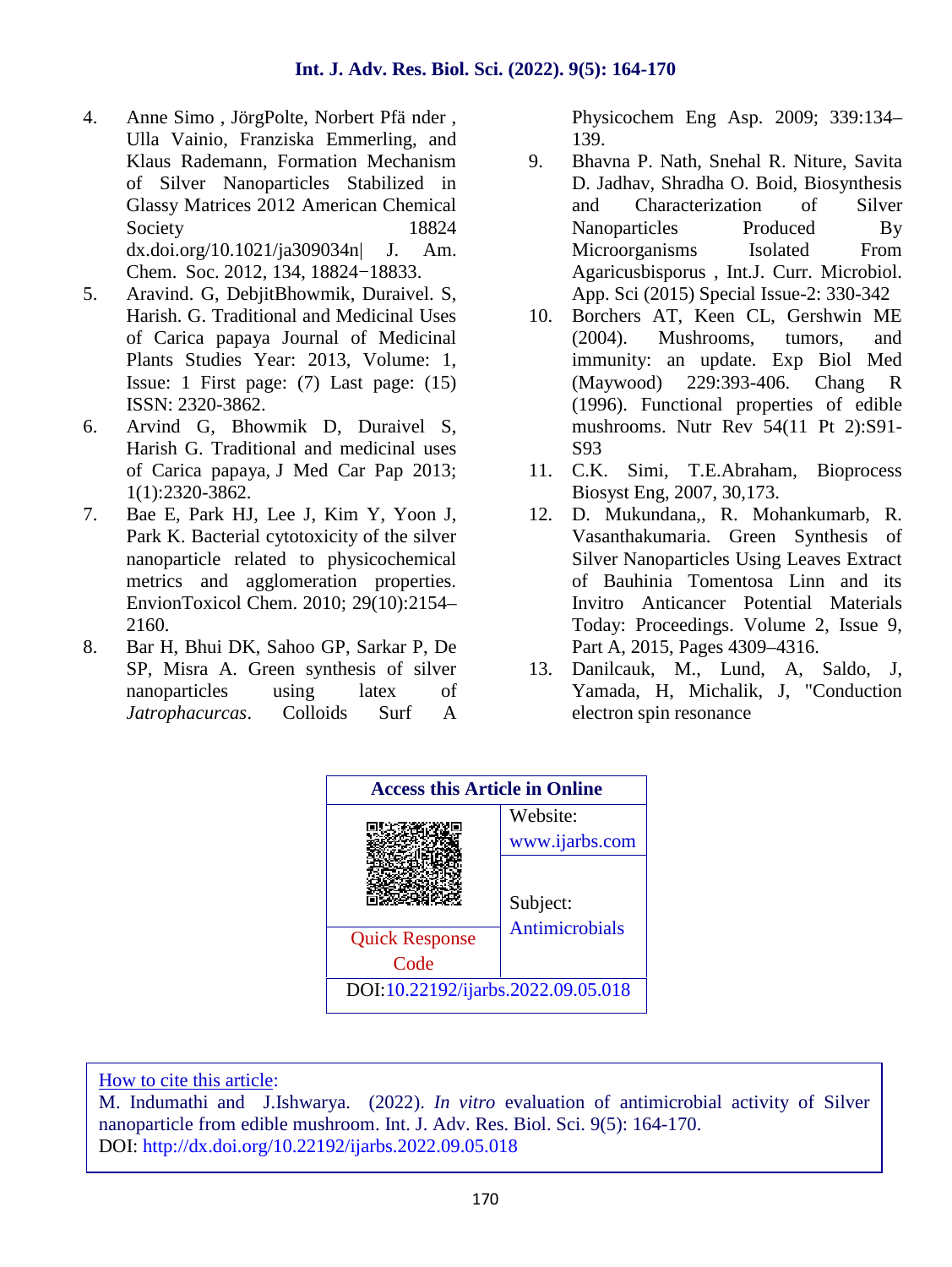4. Anne Simo , JörgPolte, Norbert Pfä nder , Ulla Vainio, Franziska Emmerling, and Klaus Rademann, Formation Mechanism of Silver Nanoparticles Stabilized in Glassy Matrices 2012 American Chemical Society 18824 dx.doi.org/10.1021/ja309034n| J. Am. Chem. Soc. 2012, 134, 18824−18833.
5. Aravind. G, DebjitBhowmik, Duraivel. S, Harish. G. Traditional and Medicinal Uses of Carica papaya Journal of Medicinal Plants Studies Year: 2013, Volume: 1, Issue: 1 First page: (7) Last page: (15) ISSN: 2320-3862.
6. Arvind G, Bhowmik D, Duraivel S, Harish G. Traditional and medicinal uses of Carica papaya, J Med Car Pap 2013; 1(1):2320-3862.
7. Bae E, Park HJ, Lee J, Kim Y, Yoon J, Park K. Bacterial cytotoxicity of the silver nanoparticle related to physicochemical metrics and agglomeration properties. EnvionToxicol Chem. 2010; 29(10):2154–2160.
8. Bar H, Bhui DK, Sahoo GP, Sarkar P, De SP, Misra A. Green synthesis of silver nanoparticles using latex of *Jatrophacurcas*. Colloids Surf A Physicochem Eng Asp. 2009; 339:134–139.
9. Bhavna P. Nath, Snehal R. Niture, Savita D. Jadhav, Shradha O. Boid, Biosynthesis and Characterization of Silver Nanoparticles Produced By Microorganisms Isolated From Agaricusbisporus , Int.J. Curr. Microbiol. App. Sci (2015) Special Issue-2: 330-342
10. Borchers AT, Keen CL, Gershwin ME (2004). Mushrooms, tumors, and immunity: an update. Exp Biol Med (Maywood) 229:393-406. Chang R (1996). Functional properties of edible mushrooms. Nutr Rev 54(11 Pt 2):S91-S93
11. C.K. Simi, T.E.Abraham, Bioprocess Biosyst Eng, 2007, 30,173.
12. D. Mukundana,, R. Mohankumarb, R. Vasanthakumaria. Green Synthesis of Silver Nanoparticles Using Leaves Extract of Bauhinia Tomentosa Linn and its Invitro Anticancer Potential Materials Today: Proceedings. Volume 2, Issue 9, Part A, 2015, Pages 4309–4316.
13. Danilcauk, M., Lund, A, Saldo, J, Yamada, H, Michalik, J, "Conduction electron spin resonance

| Access this Article in Online | |
|---|---|
| | Website: www.ijarbs.com |
| Quick Response Code | Subject: Antimicrobials |
| DOI:10.22192/ijarbs.2022.09.05.018 | |

How to cite this article:
M. Indumathi and J.Ishwarya. (2022). *In vitro* evaluation of antimicrobial activity of Silver nanoparticle from edible mushroom. Int. J. Adv. Res. Biol. Sci. 9(5): 164-170.
DOI: http://dx.doi.org/10.22192/ijarbs.2022.09.05.018